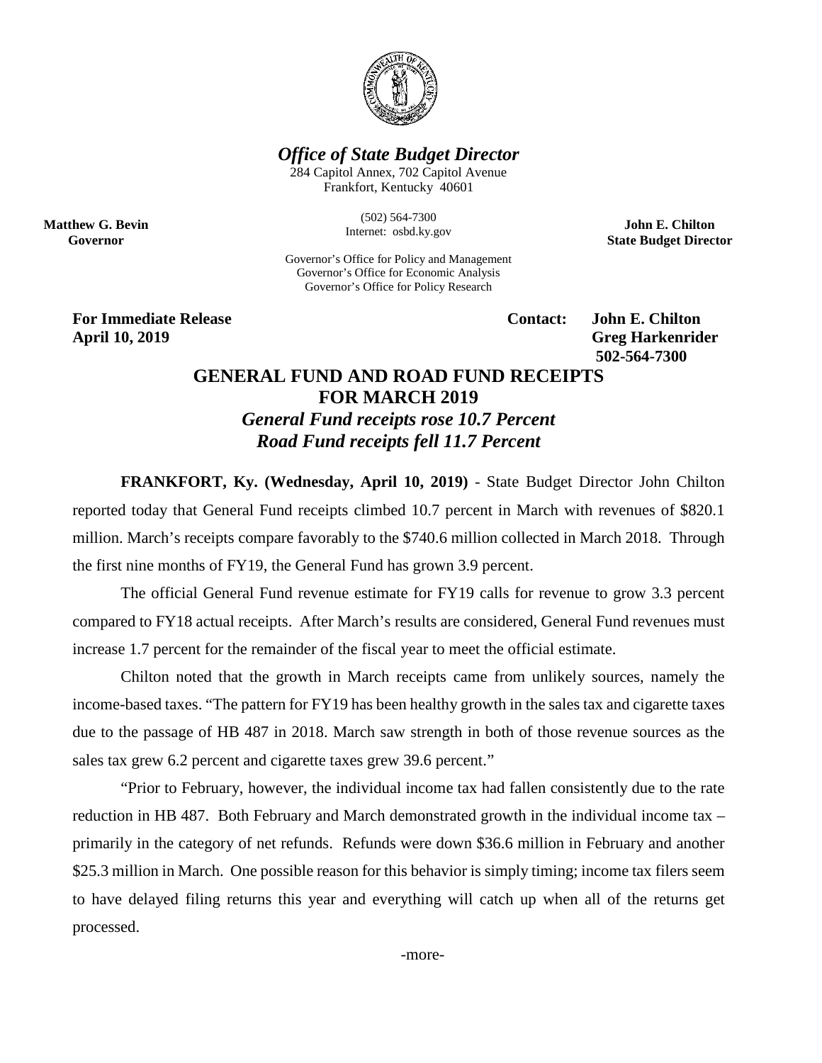*Office of State Budget Director*

284 Capitol Annex, 702 Capitol Avenue
Frankfort, Kentucky 40601

(502) 564-7300
Internet: osbd.ky.gov

**Matthew G. Bevin**
**Governor**

**John E. Chilton**
**State Budget Director**

Governor's Office for Policy and Management
Governor's Office for Economic Analysis
Governor's Office for Policy Research

**For Immediate Release**
**April 10, 2019**

**Contact: John E. Chilton**
**Greg Harkenrider**
**502-564-7300**

# GENERAL FUND AND ROAD FUND RECEIPTS FOR MARCH 2019

## *General Fund receipts rose 10.7 Percent*
## *Road Fund receipts fell 11.7 Percent*

**FRANKFORT, Ky. (Wednesday, April 10, 2019)** - State Budget Director John Chilton reported today that General Fund receipts climbed 10.7 percent in March with revenues of $820.1 million. March's receipts compare favorably to the $740.6 million collected in March 2018. Through the first nine months of FY19, the General Fund has grown 3.9 percent.

The official General Fund revenue estimate for FY19 calls for revenue to grow 3.3 percent compared to FY18 actual receipts. After March's results are considered, General Fund revenues must increase 1.7 percent for the remainder of the fiscal year to meet the official estimate.

Chilton noted that the growth in March receipts came from unlikely sources, namely the income-based taxes. "The pattern for FY19 has been healthy growth in the sales tax and cigarette taxes due to the passage of HB 487 in 2018. March saw strength in both of those revenue sources as the sales tax grew 6.2 percent and cigarette taxes grew 39.6 percent."

"Prior to February, however, the individual income tax had fallen consistently due to the rate reduction in HB 487. Both February and March demonstrated growth in the individual income tax – primarily in the category of net refunds. Refunds were down $36.6 million in February and another $25.3 million in March. One possible reason for this behavior is simply timing; income tax filers seem to have delayed filing returns this year and everything will catch up when all of the returns get processed.

-more-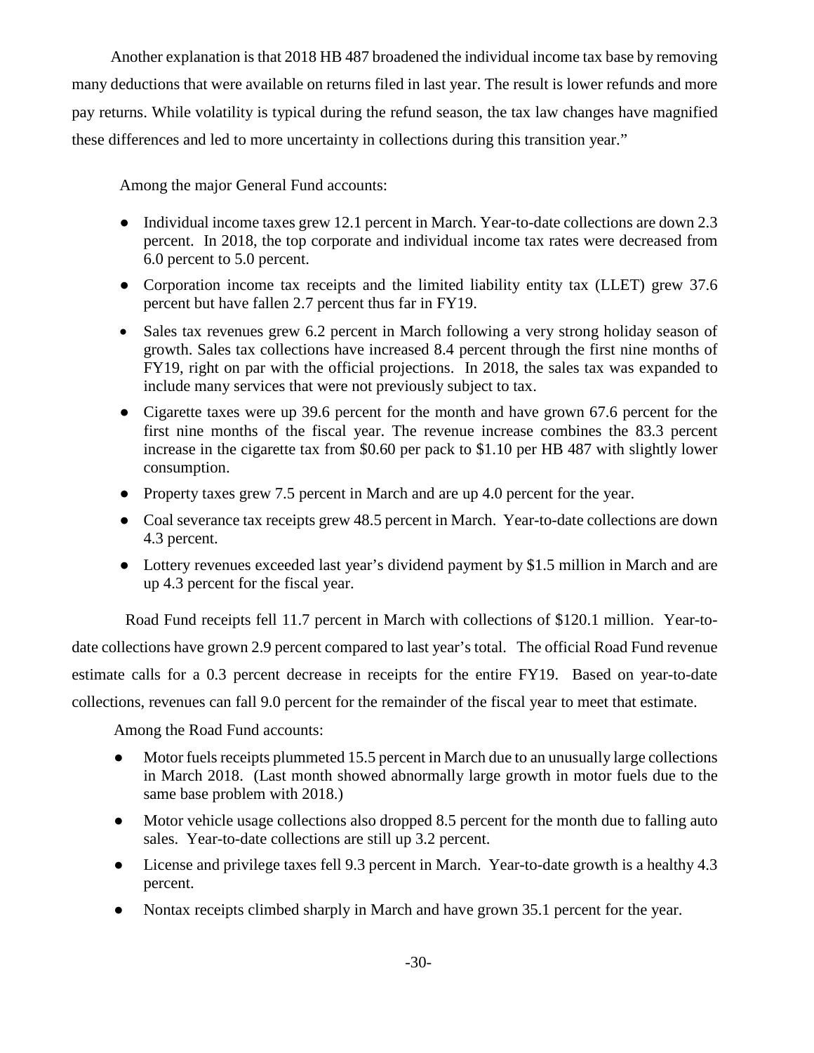Another explanation is that 2018 HB 487 broadened the individual income tax base by removing many deductions that were available on returns filed in last year. The result is lower refunds and more pay returns. While volatility is typical during the refund season, the tax law changes have magnified these differences and led to more uncertainty in collections during this transition year."

Among the major General Fund accounts:

- Individual income taxes grew 12.1 percent in March. Year-to-date collections are down 2.3 percent. In 2018, the top corporate and individual income tax rates were decreased from 6.0 percent to 5.0 percent.
- Corporation income tax receipts and the limited liability entity tax (LLET) grew 37.6 percent but have fallen 2.7 percent thus far in FY19.
- Sales tax revenues grew 6.2 percent in March following a very strong holiday season of growth. Sales tax collections have increased 8.4 percent through the first nine months of FY19, right on par with the official projections. In 2018, the sales tax was expanded to include many services that were not previously subject to tax.
- Cigarette taxes were up 39.6 percent for the month and have grown 67.6 percent for the first nine months of the fiscal year. The revenue increase combines the 83.3 percent increase in the cigarette tax from $0.60 per pack to $1.10 per HB 487 with slightly lower consumption.
- Property taxes grew 7.5 percent in March and are up 4.0 percent for the year.
- Coal severance tax receipts grew 48.5 percent in March. Year-to-date collections are down 4.3 percent.
- Lottery revenues exceeded last year's dividend payment by $1.5 million in March and are up 4.3 percent for the fiscal year.

Road Fund receipts fell 11.7 percent in March with collections of $120.1 million. Year-to-date collections have grown 2.9 percent compared to last year's total. The official Road Fund revenue estimate calls for a 0.3 percent decrease in receipts for the entire FY19. Based on year-to-date collections, revenues can fall 9.0 percent for the remainder of the fiscal year to meet that estimate.

Among the Road Fund accounts:

- Motor fuels receipts plummeted 15.5 percent in March due to an unusually large collections in March 2018. (Last month showed abnormally large growth in motor fuels due to the same base problem with 2018.)
- Motor vehicle usage collections also dropped 8.5 percent for the month due to falling auto sales. Year-to-date collections are still up 3.2 percent.
- License and privilege taxes fell 9.3 percent in March. Year-to-date growth is a healthy 4.3 percent.
- Nontax receipts climbed sharply in March and have grown 35.1 percent for the year.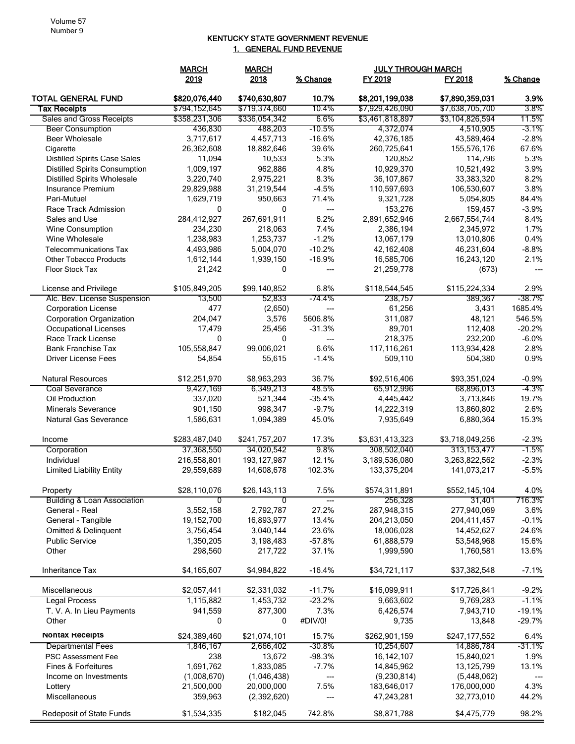Volume 57
Number 9

# KENTUCKY STATE GOVERNMENT REVENUE

## 1. GENERAL FUND REVENUE

| | MARCH 2019 | MARCH 2018 | % Change | JULY THROUGH MARCH FY 2019 | JULY THROUGH MARCH FY 2018 | % Change |
|---|---|---|---|---|---|---|
| **TOTAL GENERAL FUND** | **$820,076,440** | **$740,630,807** | **10.7%** | **$8,201,199,038** | **$7,890,359,031** | **3.9%** |
| **Tax Receipts** | $794,152,645 | $719,374,660 | 10.4% | $7,929,426,090 | $7,638,705,700 | 3.8% |
| Sales and Gross Receipts | $358,231,306 | $336,054,342 | 6.6% | $3,461,818,897 | $3,104,826,594 | 11.5% |
| Beer Consumption | 436,830 | 488,203 | -10.5% | 4,372,074 | 4,510,905 | -3.1% |
| Beer Wholesale | 3,717,617 | 4,457,713 | -16.6% | 42,376,185 | 43,589,464 | -2.8% |
| Cigarette | 26,362,608 | 18,882,646 | 39.6% | 260,725,641 | 155,576,176 | 67.6% |
| Distilled Spirits Case Sales | 11,094 | 10,533 | 5.3% | 120,852 | 114,796 | 5.3% |
| Distilled Spirits Consumption | 1,009,197 | 962,886 | 4.8% | 10,929,370 | 10,521,492 | 3.9% |
| Distilled Spirits Wholesale | 3,220,740 | 2,975,221 | 8.3% | 36,107,867 | 33,383,320 | 8.2% |
| Insurance Premium | 29,829,988 | 31,219,544 | -4.5% | 110,597,693 | 106,530,607 | 3.8% |
| Pari-Mutuel | 1,629,719 | 950,663 | 71.4% | 9,321,728 | 5,054,805 | 84.4% |
| Race Track Admission | 0 | 0 | --- | 153,276 | 159,457 | -3.9% |
| Sales and Use | 284,412,927 | 267,691,911 | 6.2% | 2,891,652,946 | 2,667,554,744 | 8.4% |
| Wine Consumption | 234,230 | 218,063 | 7.4% | 2,386,194 | 2,345,972 | 1.7% |
| Wine Wholesale | 1,238,983 | 1,253,737 | -1.2% | 13,067,179 | 13,010,806 | 0.4% |
| Telecommunications Tax | 4,493,986 | 5,004,070 | -10.2% | 42,162,408 | 46,231,604 | -8.8% |
| Other Tobacco Products | 1,612,144 | 1,939,150 | -16.9% | 16,585,706 | 16,243,120 | 2.1% |
| Floor Stock Tax | 21,242 | 0 | --- | 21,259,778 | (673) | --- |
| | | | | | | |
| License and Privilege | $105,849,205 | $99,140,852 | 6.8% | $118,544,545 | $115,224,334 | 2.9% |
| Alc. Bev. License Suspension | 13,500 | 52,833 | -74.4% | 238,757 | 389,367 | -38.7% |
| Corporation License | 477 | (2,650) | --- | 61,256 | 3,431 | 1685.4% |
| Corporation Organization | 204,047 | 3,576 | 5606.8% | 311,087 | 48,121 | 546.5% |
| Occupational Licenses | 17,479 | 25,456 | -31.3% | 89,701 | 112,408 | -20.2% |
| Race Track License | 0 | 0 | --- | 218,375 | 232,200 | -6.0% |
| Bank Franchise Tax | 105,558,847 | 99,006,021 | 6.6% | 117,116,261 | 113,934,428 | 2.8% |
| Driver License Fees | 54,854 | 55,615 | -1.4% | 509,110 | 504,380 | 0.9% |
| | | | | | | |
| Natural Resources | $12,251,970 | $8,963,293 | 36.7% | $92,516,406 | $93,351,024 | -0.9% |
| Coal Severance | 9,427,169 | 6,349,213 | 48.5% | 65,912,996 | 68,896,013 | -4.3% |
| Oil Production | 337,020 | 521,344 | -35.4% | 4,445,442 | 3,713,846 | 19.7% |
| Minerals Severance | 901,150 | 998,347 | -9.7% | 14,222,319 | 13,860,802 | 2.6% |
| Natural Gas Severance | 1,586,631 | 1,094,389 | 45.0% | 7,935,649 | 6,880,364 | 15.3% |
| | | | | | | |
| Income | $283,487,040 | $241,757,207 | 17.3% | $3,631,413,323 | $3,718,049,256 | -2.3% |
| Corporation | 37,368,550 | 34,020,542 | 9.8% | 308,502,040 | 313,153,477 | -1.5% |
| Individual | 216,558,801 | 193,127,987 | 12.1% | 3,189,536,080 | 3,263,822,562 | -2.3% |
| Limited Liability Entity | 29,559,689 | 14,608,678 | 102.3% | 133,375,204 | 141,073,217 | -5.5% |
| | | | | | | |
| Property | $28,110,076 | $26,143,113 | 7.5% | $574,311,891 | $552,145,104 | 4.0% |
| Building & Loan Association | 0 | 0 | --- | 256,328 | 31,401 | 716.3% |
| General - Real | 3,552,158 | 2,792,787 | 27.2% | 287,948,315 | 277,940,069 | 3.6% |
| General - Tangible | 19,152,700 | 16,893,977 | 13.4% | 204,213,050 | 204,411,457 | -0.1% |
| Omitted & Delinquent | 3,756,454 | 3,040,144 | 23.6% | 18,006,028 | 14,452,627 | 24.6% |
| Public Service | 1,350,205 | 3,198,483 | -57.8% | 61,888,579 | 53,548,968 | 15.6% |
| Other | 298,560 | 217,722 | 37.1% | 1,999,590 | 1,760,581 | 13.6% |
| | | | | | | |
| Inheritance Tax | $4,165,607 | $4,984,822 | -16.4% | $34,721,117 | $37,382,548 | -7.1% |
| | | | | | | |
| Miscellaneous | $2,057,441 | $2,331,032 | -11.7% | $16,099,911 | $17,726,841 | -9.2% |
| Legal Process | 1,115,882 | 1,453,732 | -23.2% | 9,663,602 | 9,769,283 | -1.1% |
| T. V. A. In Lieu Payments | 941,559 | 877,300 | 7.3% | 6,426,574 | 7,943,710 | -19.1% |
| Other | 0 | 0 | #DIV/0! | 9,735 | 13,848 | -29.7% |
| **Nontax Receipts** | $24,389,460 | $21,074,101 | 15.7% | $262,901,159 | $247,177,552 | 6.4% |
| Departmental Fees | 1,846,167 | 2,666,402 | -30.8% | 10,254,607 | 14,886,784 | -31.1% |
| PSC Assessment Fee | 238 | 13,672 | -98.3% | 16,142,107 | 15,840,021 | 1.9% |
| Fines & Forfeitures | 1,691,762 | 1,833,085 | -7.7% | 14,845,962 | 13,125,799 | 13.1% |
| Income on Investments | (1,008,670) | (1,046,438) | --- | (9,230,814) | (5,448,062) | --- |
| Lottery | 21,500,000 | 20,000,000 | 7.5% | 183,646,017 | 176,000,000 | 4.3% |
| Miscellaneous | 359,963 | (2,392,620) | --- | 47,243,281 | 32,773,010 | 44.2% |
| | | | | | | |
| Redeposit of State Funds | $1,534,335 | $182,045 | 742.8% | $8,871,788 | $4,475,779 | 98.2% |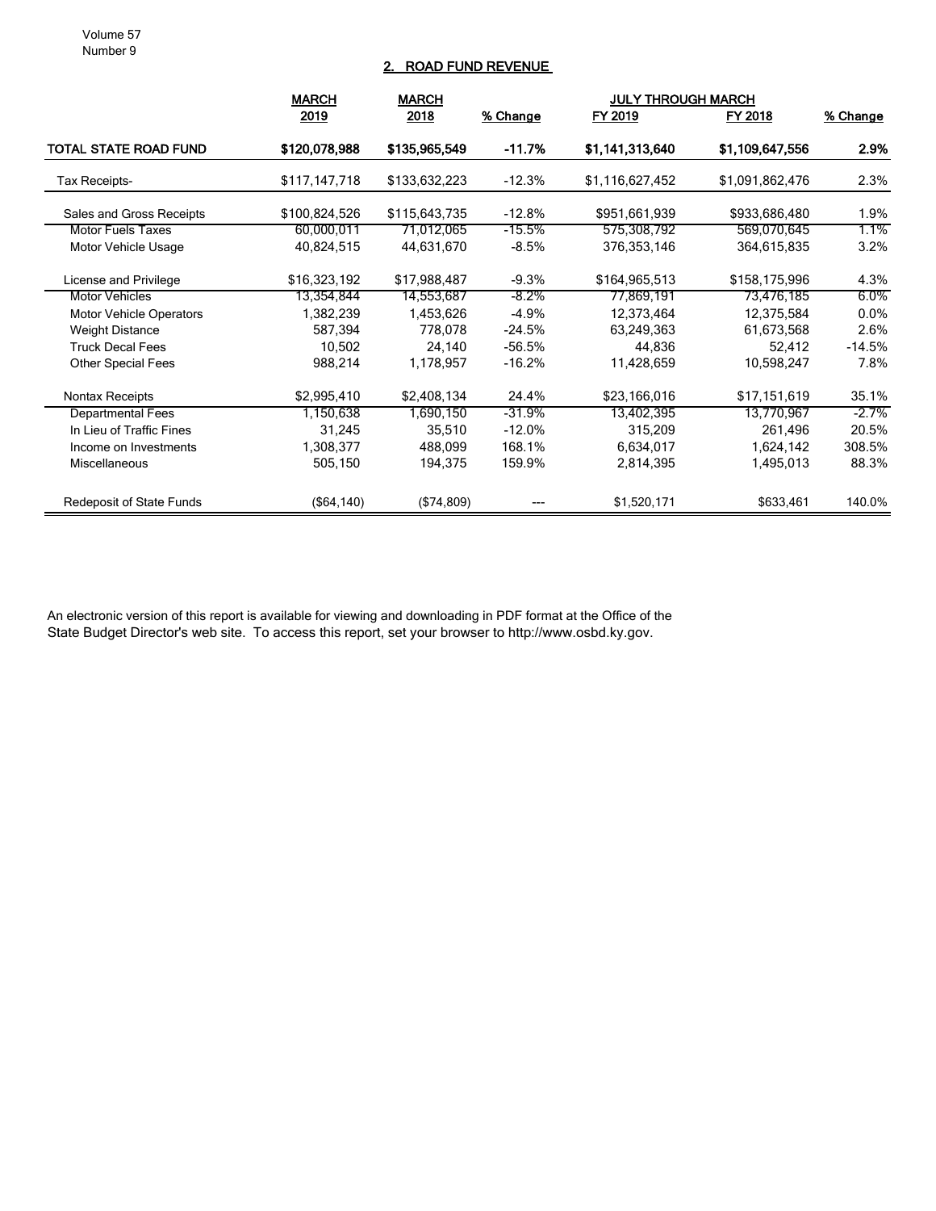## 2. ROAD FUND REVENUE

| | MARCH 2019 | MARCH 2018 | % Change | JULY THROUGH MARCH FY 2019 | FY 2018 | % Change |
|---|---|---|---|---|---|---|
| **TOTAL STATE ROAD FUND** | **$120,078,988** | **$135,965,549** | **-11.7%** | **$1,141,313,640** | **$1,109,647,556** | **2.9%** |
| Tax Receipts- | $117,147,718 | $133,632,223 | -12.3% | $1,116,627,452 | $1,091,862,476 | 2.3% |
| Sales and Gross Receipts | $100,824,526 | $115,643,735 | -12.8% | $951,661,939 | $933,686,480 | 1.9% |
| Motor Fuels Taxes | 60,000,011 | 71,012,065 | -15.5% | 575,308,792 | 569,070,645 | 1.1% |
| Motor Vehicle Usage | 40,824,515 | 44,631,670 | -8.5% | 376,353,146 | 364,615,835 | 3.2% |
| License and Privilege | $16,323,192 | $17,988,487 | -9.3% | $164,965,513 | $158,175,996 | 4.3% |
| Motor Vehicles | 13,354,844 | 14,553,687 | -8.2% | 77,869,191 | 73,476,185 | 6.0% |
| Motor Vehicle Operators | 1,382,239 | 1,453,626 | -4.9% | 12,373,464 | 12,375,584 | 0.0% |
| Weight Distance | 587,394 | 778,078 | -24.5% | 63,249,363 | 61,673,568 | 2.6% |
| Truck Decal Fees | 10,502 | 24,140 | -56.5% | 44,836 | 52,412 | -14.5% |
| Other Special Fees | 988,214 | 1,178,957 | -16.2% | 11,428,659 | 10,598,247 | 7.8% |
| Nontax Receipts | $2,995,410 | $2,408,134 | 24.4% | $23,166,016 | $17,151,619 | 35.1% |
| Departmental Fees | 1,150,638 | 1,690,150 | -31.9% | 13,402,395 | 13,770,967 | -2.7% |
| In Lieu of Traffic Fines | 31,245 | 35,510 | -12.0% | 315,209 | 261,496 | 20.5% |
| Income on Investments | 1,308,377 | 488,099 | 168.1% | 6,634,017 | 1,624,142 | 308.5% |
| Miscellaneous | 505,150 | 194,375 | 159.9% | 2,814,395 | 1,495,013 | 88.3% |
| Redeposit of State Funds | ($64,140) | ($74,809) | --- | $1,520,171 | $633,461 | 140.0% |

An electronic version of this report is available for viewing and downloading in PDF format at the Office of the State Budget Director's web site. To access this report, set your browser to http://www.osbd.ky.gov.